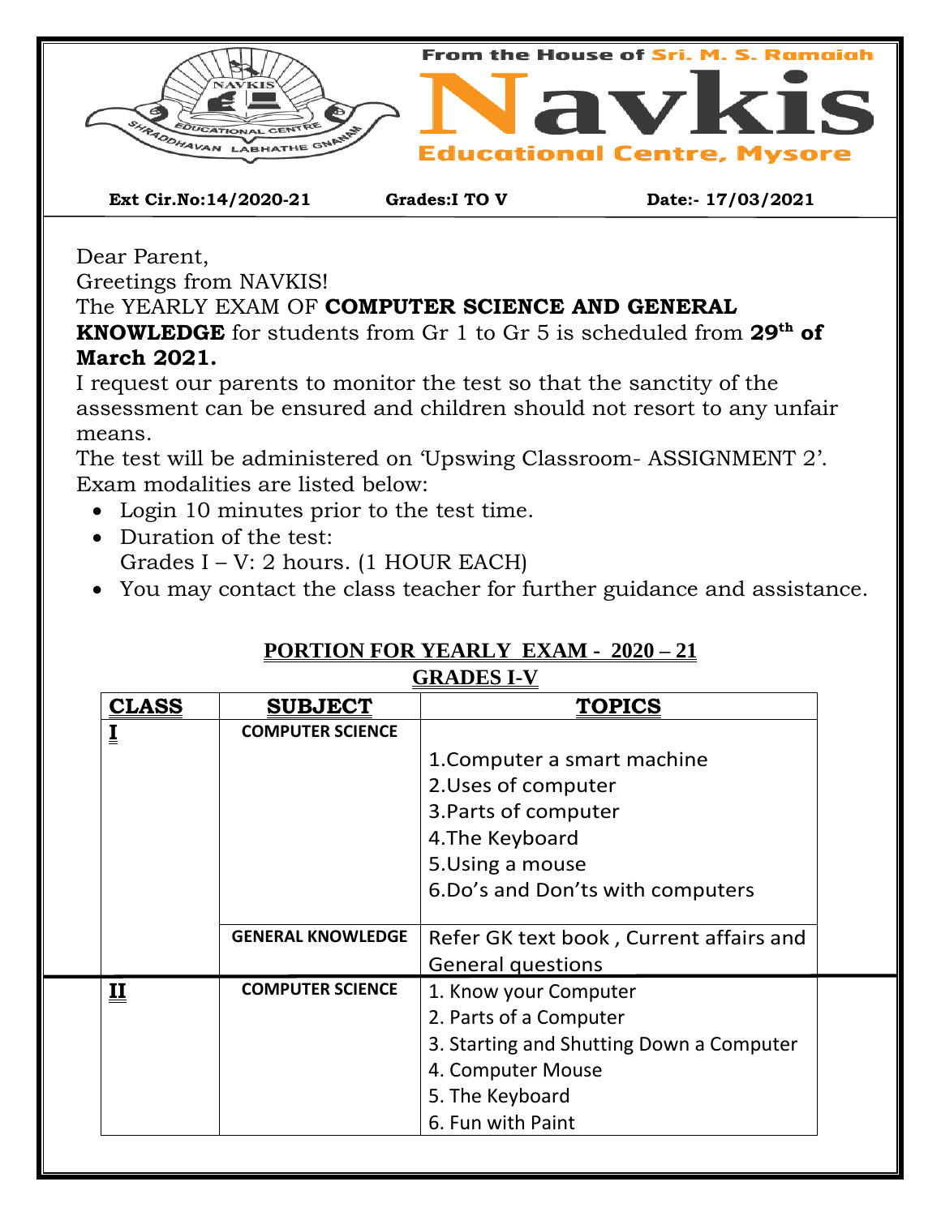From the House of Sri. M. S. Ramaiah

# Navkis

## Educational Centre, Mysore

**Ext Cir.No:14/2020-21** **Grades:I TO V** **Date:- 17/03/2021**

Dear Parent,

Greetings from NAVKIS!

The YEARLY EXAM OF **COMPUTER SCIENCE AND GENERAL KNOWLEDGE** for students from Gr 1 to Gr 5 is scheduled from **29th of March 2021.**

I request our parents to monitor the test so that the sanctity of the assessment can be ensured and children should not resort to any unfair means.

The test will be administered on 'Upswing Classroom- ASSIGNMENT 2'.

Exam modalities are listed below:

- Login 10 minutes prior to the test time.
- Duration of the test:
  Grades I – V: 2 hours. (1 HOUR EACH)
- You may contact the class teacher for further guidance and assistance.

**PORTION FOR YEARLY EXAM - 2020 – 21**

**GRADES I-V**

| CLASS | SUBJECT | TOPICS |
|---|---|---|
| I | COMPUTER SCIENCE | 1.Computer a smart machine<br>2.Uses of computer<br>3.Parts of computer<br>4.The Keyboard<br>5.Using a mouse<br>6.Do's and Don'ts with computers |
| | GENERAL KNOWLEDGE | Refer GK text book , Current affairs and General questions |
| II | COMPUTER SCIENCE | 1. Know your Computer<br>2. Parts of a Computer<br>3. Starting and Shutting Down a Computer<br>4. Computer Mouse<br>5. The Keyboard<br>6. Fun with Paint |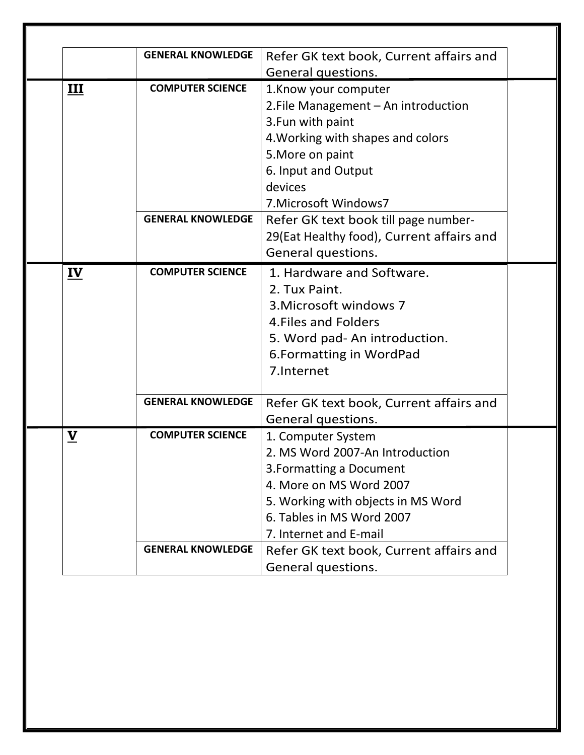|  |  |  |
|---|---|---|
|  | **GENERAL KNOWLEDGE** | Refer GK text book, Current affairs and General questions. |
| **III** | **COMPUTER SCIENCE** | 1.Know your computer<br>2.File Management – An introduction<br>3.Fun with paint<br>4.Working with shapes and colors<br>5.More on paint<br>6. Input and Output devices<br>7.Microsoft Windows7 |
|  | **GENERAL KNOWLEDGE** | Refer GK text book till page number-29(Eat Healthy food), Current affairs and General questions. |
| **IV** | **COMPUTER SCIENCE** | 1. Hardware and Software.<br>2. Tux Paint.<br>3.Microsoft windows 7<br>4.Files and Folders<br>5. Word pad- An introduction.<br>6.Formatting in WordPad<br>7.Internet |
|  | **GENERAL KNOWLEDGE** | Refer GK text book, Current affairs and General questions. |
| **V** | **COMPUTER SCIENCE** | 1. Computer System<br>2. MS Word 2007-An Introduction<br>3.Formatting a Document<br>4. More on MS Word 2007<br>5. Working with objects in MS Word<br>6. Tables in MS Word 2007<br>7. Internet and E-mail |
|  | **GENERAL KNOWLEDGE** | Refer GK text book, Current affairs and General questions. |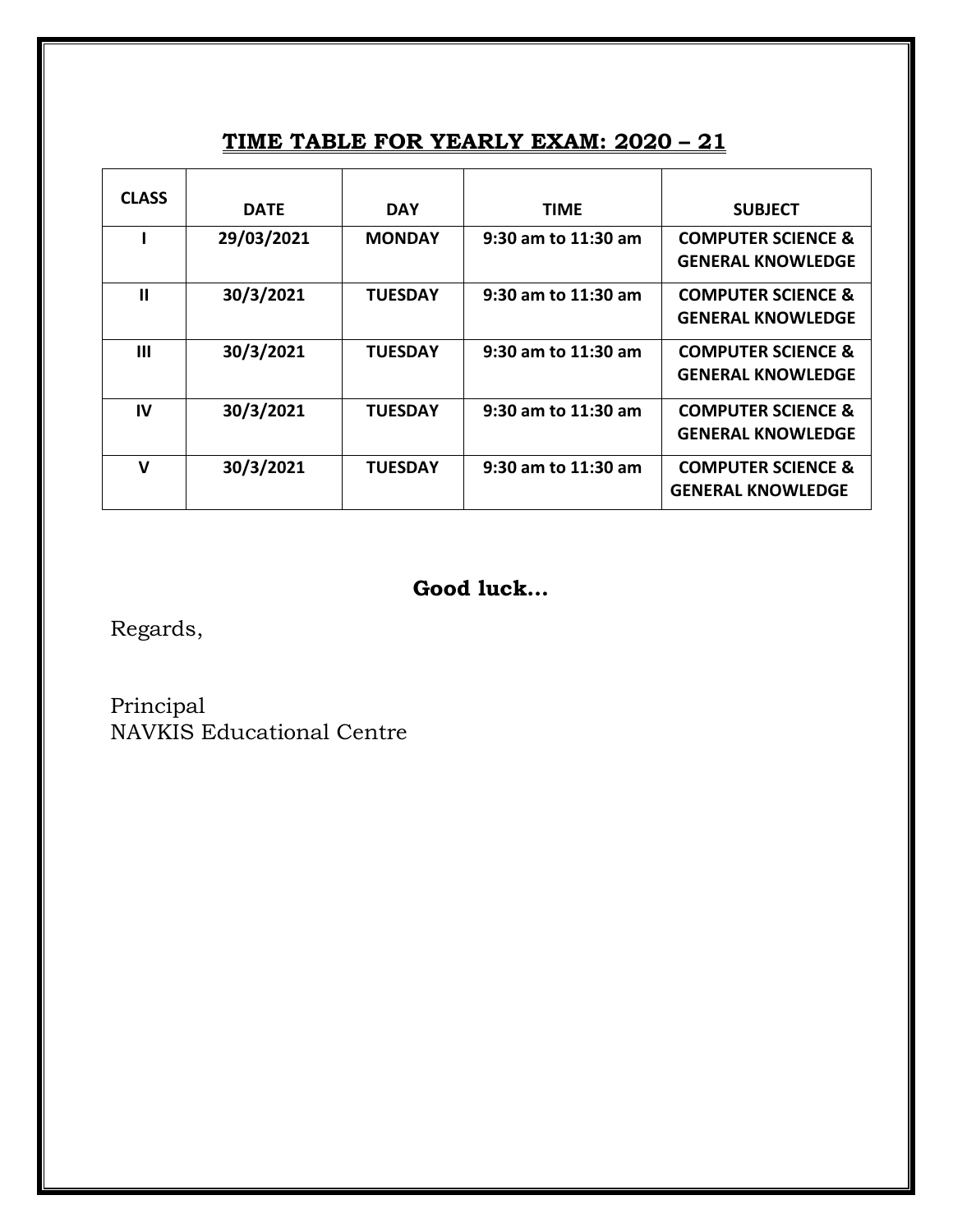## TIME TABLE FOR YEARLY EXAM: 2020 – 21

| CLASS | DATE | DAY | TIME | SUBJECT |
| --- | --- | --- | --- | --- |
| I | 29/03/2021 | MONDAY | 9:30 am to 11:30 am | COMPUTER SCIENCE & GENERAL KNOWLEDGE |
| II | 30/3/2021 | TUESDAY | 9:30 am to 11:30 am | COMPUTER SCIENCE & GENERAL KNOWLEDGE |
| III | 30/3/2021 | TUESDAY | 9:30 am to 11:30 am | COMPUTER SCIENCE & GENERAL KNOWLEDGE |
| IV | 30/3/2021 | TUESDAY | 9:30 am to 11:30 am | COMPUTER SCIENCE & GENERAL KNOWLEDGE |
| V | 30/3/2021 | TUESDAY | 9:30 am to 11:30 am | COMPUTER SCIENCE & GENERAL KNOWLEDGE |

**Good luck…**

Regards,

Principal
NAVKIS Educational Centre